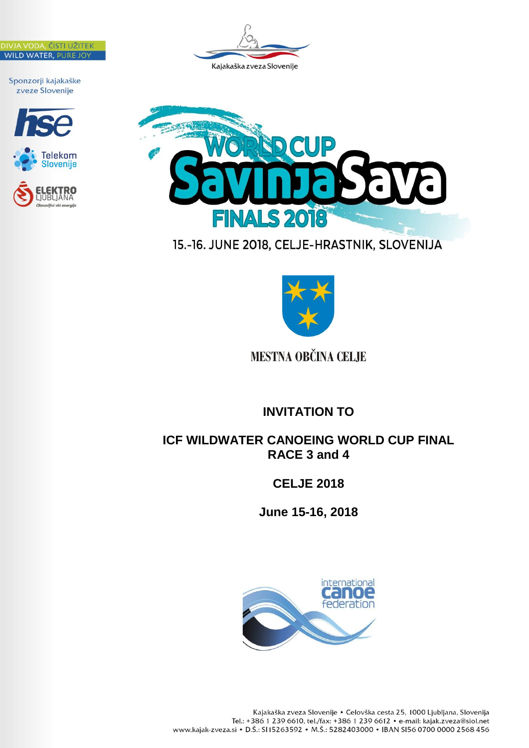DIVJA VODA, ČISTI UŽITEK
WILD WATER, PURE JOY

Sponzorji kajakaške zveze Slovenije

Kajakaška zveza Slovenije

WORLD CUP
SavinjaSava
FINALS 2018

15.-16. JUNE 2018, CELJE-HRASTNIK, SLOVENIJA

MESTNA OBČINA CELJE

# INVITATION TO

# ICF WILDWATER CANOEING WORLD CUP FINAL RACE 3 and 4

# CELJE 2018

# June 15-16, 2018

Kajakaška zveza Slovenije • Celovška cesta 25, 1000 Ljubljana, Slovenija
Tel.: +386 1 239 6610, tel./fax: +386 1 239 6612 • e-mail: kajak.zveza@siol.net
www.kajak-zveza.si • D.Š.: SI15263592 • M.Š.: 5282403000 • IBAN SI56 0700 0000 2568 456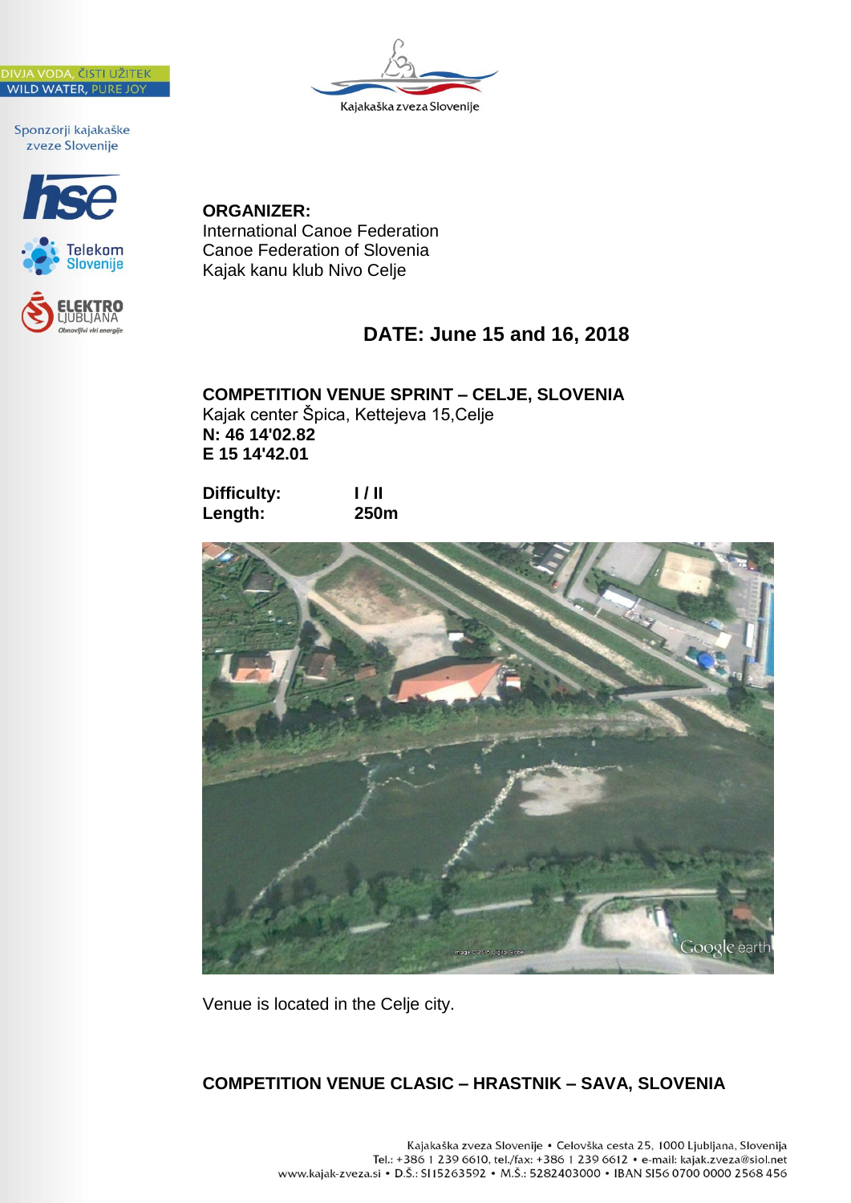**ORGANIZER:**
International Canoe Federation
Canoe Federation of Slovenia
Kajak kanu klub Nivo Celje

## DATE: June 15 and 16, 2018

**COMPETITION VENUE SPRINT – CELJE, SLOVENIA**
Kajak center Špica, Kettejeva 15,Celje
**N: 46 14'02.82**
**E 15 14'42.01**

**Difficulty:** **I / II**
**Length:** **250m**

Venue is located in the Celje city.

**COMPETITION VENUE CLASIC – HRASTNIK – SAVA, SLOVENIA**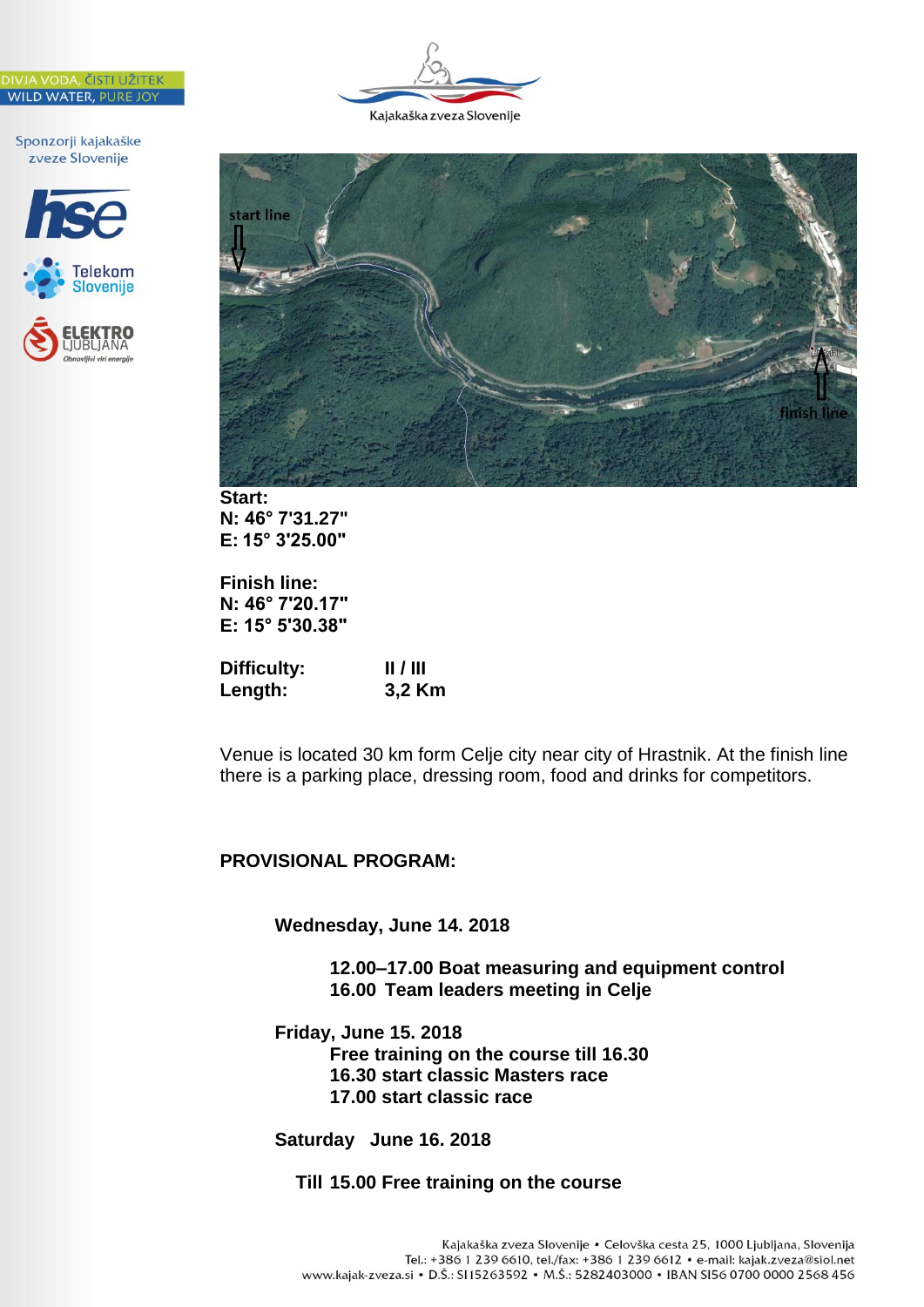**Start:**
**N: 46° 7'31.27"**
**E: 15° 3'25.00"**

**Finish line:**
**N: 46° 7'20.17"**
**E: 15° 5'30.38"**

| | |
|---|---|
| **Difficulty:** | **II / III** |
| **Length:** | **3,2 Km** |

Venue is located 30 km form Celje city near city of Hrastnik. At the finish line there is a parking place, dressing room, food and drinks for competitors.

**PROVISIONAL PROGRAM:**

**Wednesday, June 14. 2018**

**12.00–17.00 Boat measuring and equipment control**
**16.00 Team leaders meeting in Celje**

**Friday, June 15. 2018**

**Free training on the course till 16.30**
**16.30 start classic Masters race**
**17.00 start classic race**

**Saturday June 16. 2018**

**Till 15.00 Free training on the course**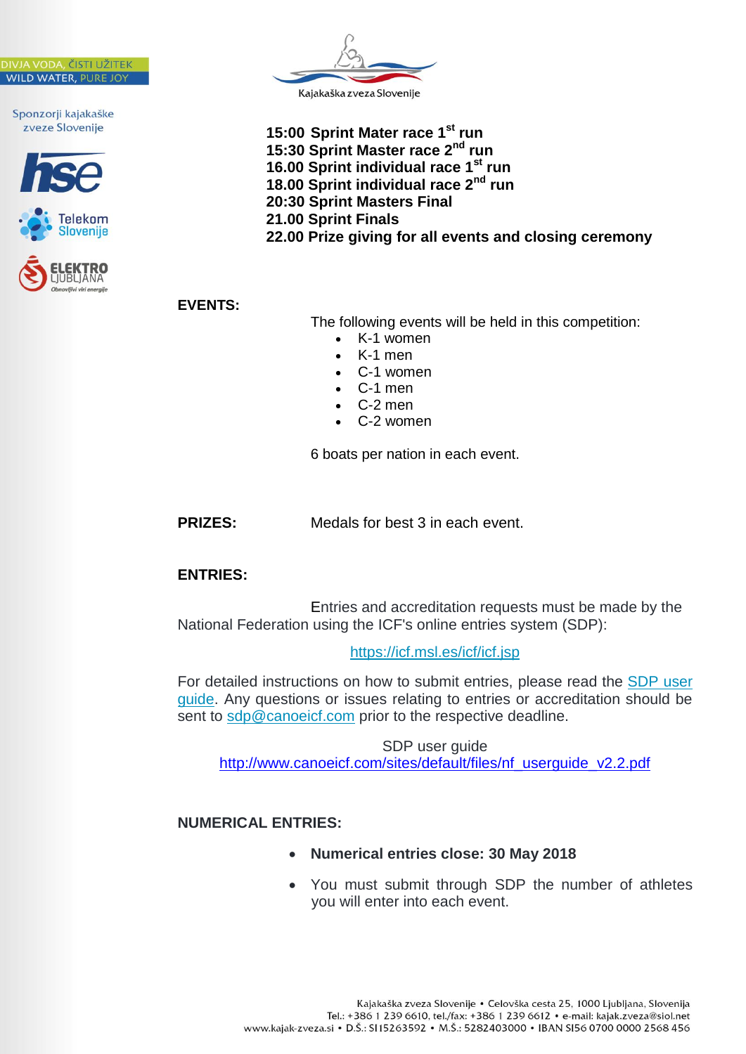**15:00 Sprint Mater race 1st run**
**15:30 Sprint Master race 2nd run**
**16.00 Sprint individual race 1st run**
**18.00 Sprint individual race 2nd run**
**20:30 Sprint Masters Final**
**21.00 Sprint Finals**
**22.00 Prize giving for all events and closing ceremony**

**EVENTS:**

The following events will be held in this competition:

- K-1 women
- K-1 men
- C-1 women
- C-1 men
- C-2 men
- C-2 women

6 boats per nation in each event.

**PRIZES:** Medals for best 3 in each event.

**ENTRIES:**

Entries and accreditation requests must be made by the National Federation using the ICF's online entries system (SDP):

https://icf.msl.es/icf/icf.jsp

For detailed instructions on how to submit entries, please read the SDP user guide. Any questions or issues relating to entries or accreditation should be sent to sdp@canoeicf.com prior to the respective deadline.

SDP user guide
http://www.canoeicf.com/sites/default/files/nf_userguide_v2.2.pdf

**NUMERICAL ENTRIES:**

- **Numerical entries close: 30 May 2018**
- You must submit through SDP the number of athletes you will enter into each event.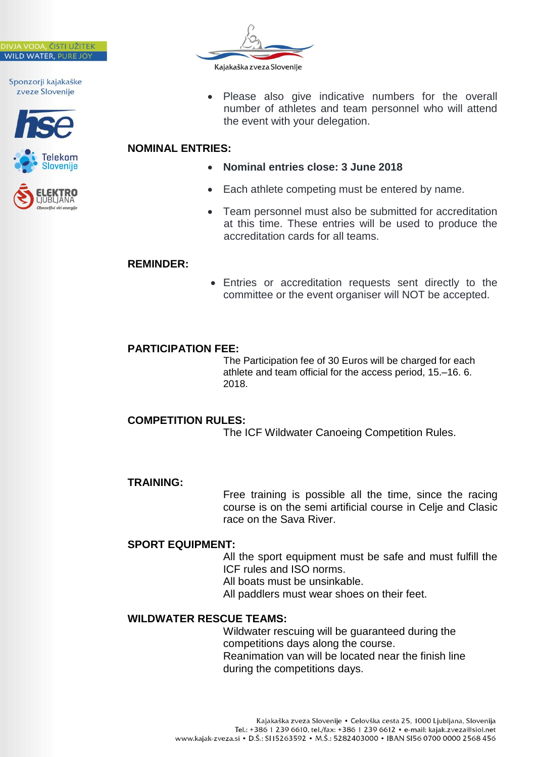- Please also give indicative numbers for the overall number of athletes and team personnel who will attend the event with your delegation.

**NOMINAL ENTRIES:**

- **Nominal entries close: 3 June 2018**
- Each athlete competing must be entered by name.
- Team personnel must also be submitted for accreditation at this time. These entries will be used to produce the accreditation cards for all teams.

**REMINDER:**

- Entries or accreditation requests sent directly to the committee or the event organiser will NOT be accepted.

**PARTICIPATION FEE:**

The Participation fee of 30 Euros will be charged for each athlete and team official for the access period, 15.–16. 6. 2018.

**COMPETITION RULES:**

The ICF Wildwater Canoeing Competition Rules.

**TRAINING:**

Free training is possible all the time, since the racing course is on the semi artificial course in Celje and Clasic race on the Sava River.

**SPORT EQUIPMENT:**

All the sport equipment must be safe and must fulfill the ICF rules and ISO norms.
All boats must be unsinkable.
All paddlers must wear shoes on their feet.

**WILDWATER RESCUE TEAMS:**

Wildwater rescuing will be guaranteed during the competitions days along the course.
Reanimation van will be located near the finish line during the competitions days.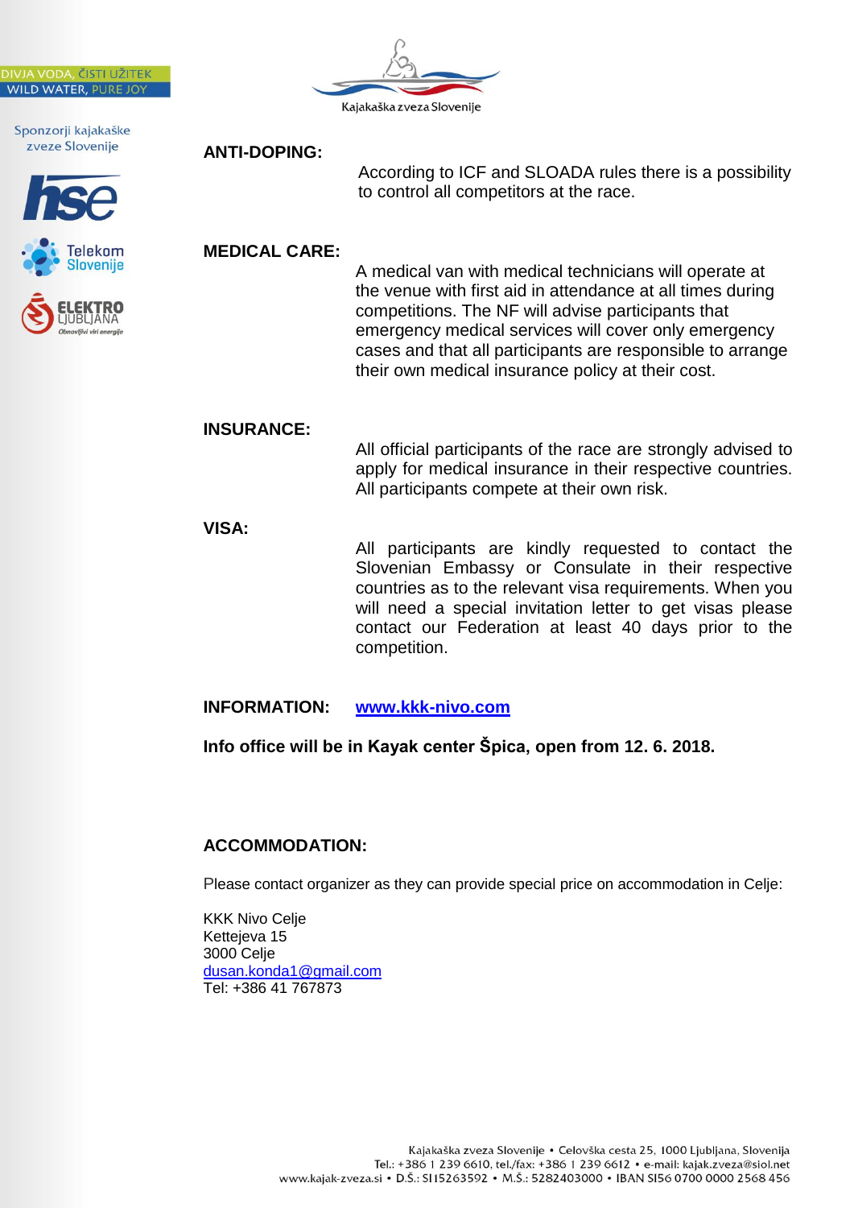**ANTI-DOPING:**

According to ICF and SLOADA rules there is a possibility to control all competitors at the race.

**MEDICAL CARE:**

A medical van with medical technicians will operate at the venue with first aid in attendance at all times during competitions. The NF will advise participants that emergency medical services will cover only emergency cases and that all participants are responsible to arrange their own medical insurance policy at their cost.

**INSURANCE:**

All official participants of the race are strongly advised to apply for medical insurance in their respective countries. All participants compete at their own risk.

**VISA:**

All participants are kindly requested to contact the Slovenian Embassy or Consulate in their respective countries as to the relevant visa requirements. When you will need a special invitation letter to get visas please contact our Federation at least 40 days prior to the competition.

**INFORMATION:** **www.kkk-nivo.com**

**Info office will be in Kayak center Špica, open from 12. 6. 2018.**

**ACCOMMODATION:**

Please contact organizer as they can provide special price on accommodation in Celje:

KKK Nivo Celje
Kettejeva 15
3000 Celje
dusan.konda1@gmail.com
Tel: +386 41 767873